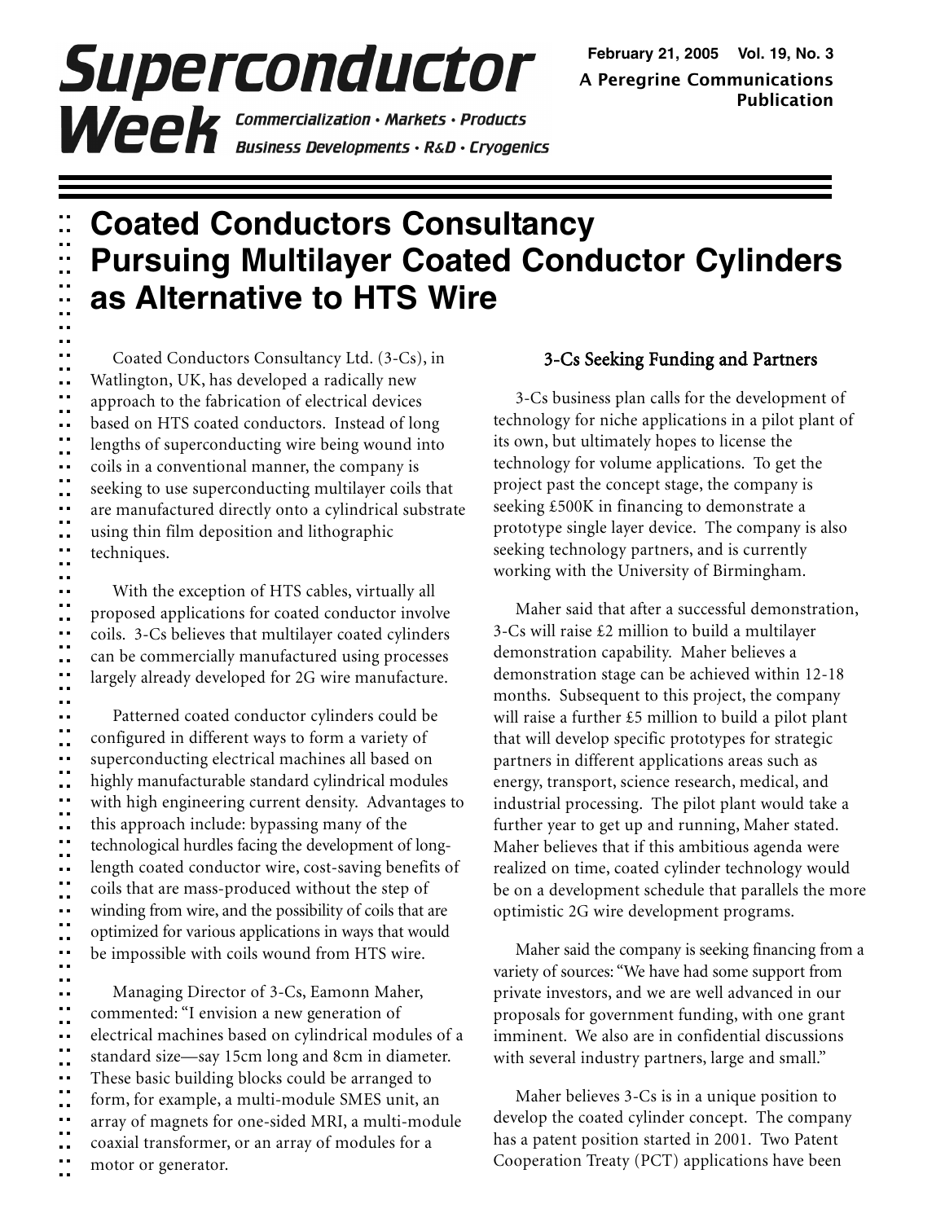# Superconductor Week

*Commercialization • Markets • Products*
*Business Developments • R&D • Cryogenics*

**February 21, 2005 Vol. 19, No. 3**
**A Peregrine Communications Publication**

## Coated Conductors Consultancy Pursuing Multilayer Coated Conductor Cylinders as Alternative to HTS Wire

Coated Conductors Consultancy Ltd. (3-Cs), in Watlington, UK, has developed a radically new approach to the fabrication of electrical devices based on HTS coated conductors. Instead of long lengths of superconducting wire being wound into coils in a conventional manner, the company is seeking to use superconducting multilayer coils that are manufactured directly onto a cylindrical substrate using thin film deposition and lithographic techniques.

With the exception of HTS cables, virtually all proposed applications for coated conductor involve coils. 3-Cs believes that multilayer coated cylinders can be commercially manufactured using processes largely already developed for 2G wire manufacture.

Patterned coated conductor cylinders could be configured in different ways to form a variety of superconducting electrical machines all based on highly manufacturable standard cylindrical modules with high engineering current density. Advantages to this approach include: bypassing many of the technological hurdles facing the development of long-length coated conductor wire, cost-saving benefits of coils that are mass-produced without the step of winding from wire, and the possibility of coils that are optimized for various applications in ways that would be impossible with coils wound from HTS wire.

Managing Director of 3-Cs, Eamonn Maher, commented: “I envision a new generation of electrical machines based on cylindrical modules of a standard size—say 15cm long and 8cm in diameter. These basic building blocks could be arranged to form, for example, a multi-module SMES unit, an array of magnets for one-sided MRI, a multi-module coaxial transformer, or an array of modules for a motor or generator.

### 3-Cs Seeking Funding and Partners

3-Cs business plan calls for the development of technology for niche applications in a pilot plant of its own, but ultimately hopes to license the technology for volume applications. To get the project past the concept stage, the company is seeking £500K in financing to demonstrate a prototype single layer device. The company is also seeking technology partners, and is currently working with the University of Birmingham.

Maher said that after a successful demonstration, 3-Cs will raise £2 million to build a multilayer demonstration capability. Maher believes a demonstration stage can be achieved within 12-18 months. Subsequent to this project, the company will raise a further £5 million to build a pilot plant that will develop specific prototypes for strategic partners in different applications areas such as energy, transport, science research, medical, and industrial processing. The pilot plant would take a further year to get up and running, Maher stated. Maher believes that if this ambitious agenda were realized on time, coated cylinder technology would be on a development schedule that parallels the more optimistic 2G wire development programs.

Maher said the company is seeking financing from a variety of sources: “We have had some support from private investors, and we are well advanced in our proposals for government funding, with one grant imminent. We also are in confidential discussions with several industry partners, large and small.”

Maher believes 3-Cs is in a unique position to develop the coated cylinder concept. The company has a patent position started in 2001. Two Patent Cooperation Treaty (PCT) applications have been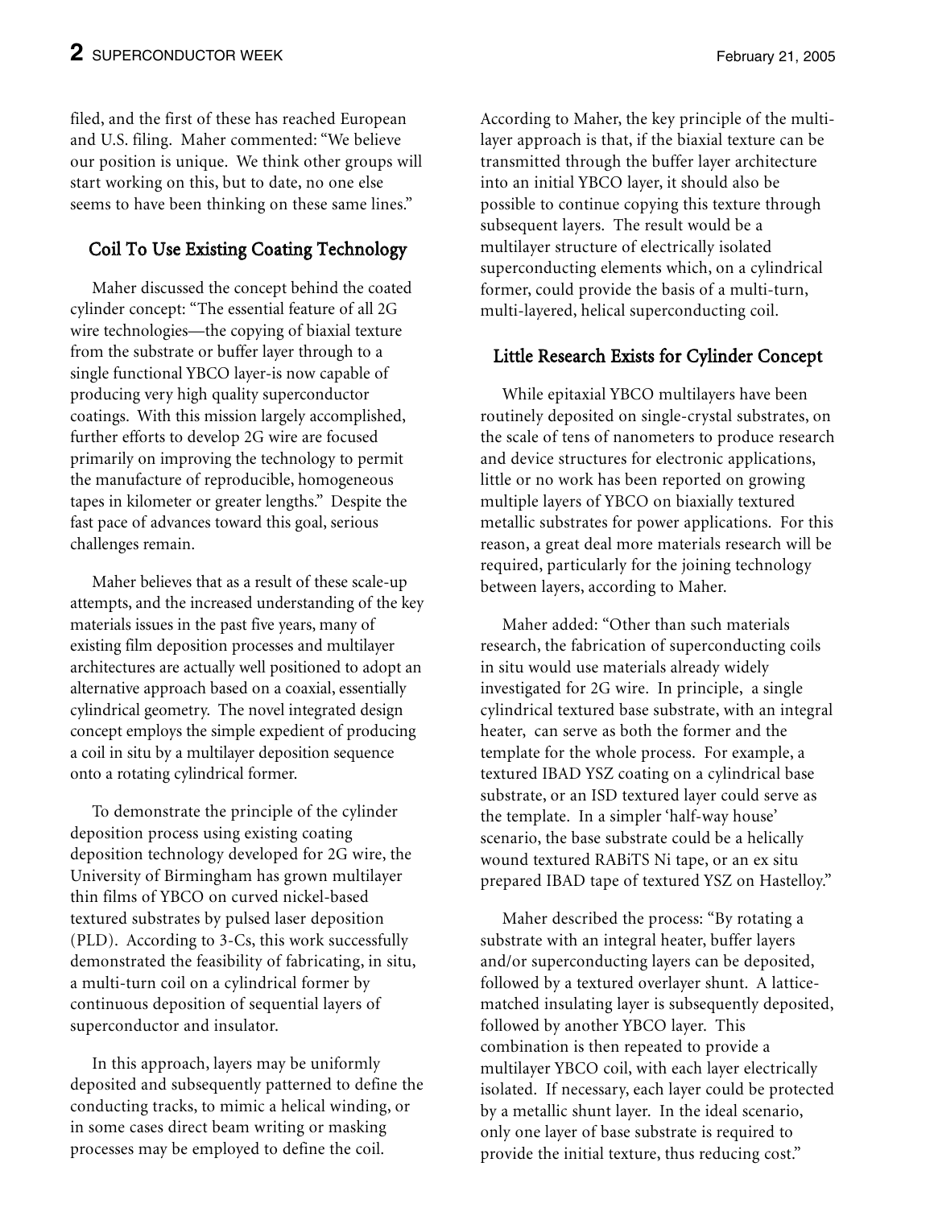filed, and the first of these has reached European and U.S. filing. Maher commented: "We believe our position is unique. We think other groups will start working on this, but to date, no one else seems to have been thinking on these same lines."

## Coil To Use Existing Coating Technology

Maher discussed the concept behind the coated cylinder concept: "The essential feature of all 2G wire technologies—the copying of biaxial texture from the substrate or buffer layer through to a single functional YBCO layer-is now capable of producing very high quality superconductor coatings. With this mission largely accomplished, further efforts to develop 2G wire are focused primarily on improving the technology to permit the manufacture of reproducible, homogeneous tapes in kilometer or greater lengths." Despite the fast pace of advances toward this goal, serious challenges remain.

Maher believes that as a result of these scale-up attempts, and the increased understanding of the key materials issues in the past five years, many of existing film deposition processes and multilayer architectures are actually well positioned to adopt an alternative approach based on a coaxial, essentially cylindrical geometry. The novel integrated design concept employs the simple expedient of producing a coil in situ by a multilayer deposition sequence onto a rotating cylindrical former.

To demonstrate the principle of the cylinder deposition process using existing coating deposition technology developed for 2G wire, the University of Birmingham has grown multilayer thin films of YBCO on curved nickel-based textured substrates by pulsed laser deposition (PLD). According to 3-Cs, this work successfully demonstrated the feasibility of fabricating, in situ, a multi-turn coil on a cylindrical former by continuous deposition of sequential layers of superconductor and insulator.

In this approach, layers may be uniformly deposited and subsequently patterned to define the conducting tracks, to mimic a helical winding, or in some cases direct beam writing or masking processes may be employed to define the coil.

According to Maher, the key principle of the multilayer approach is that, if the biaxial texture can be transmitted through the buffer layer architecture into an initial YBCO layer, it should also be possible to continue copying this texture through subsequent layers. The result would be a multilayer structure of electrically isolated superconducting elements which, on a cylindrical former, could provide the basis of a multi-turn, multi-layered, helical superconducting coil.

## Little Research Exists for Cylinder Concept

While epitaxial YBCO multilayers have been routinely deposited on single-crystal substrates, on the scale of tens of nanometers to produce research and device structures for electronic applications, little or no work has been reported on growing multiple layers of YBCO on biaxially textured metallic substrates for power applications. For this reason, a great deal more materials research will be required, particularly for the joining technology between layers, according to Maher.

Maher added: "Other than such materials research, the fabrication of superconducting coils in situ would use materials already widely investigated for 2G wire. In principle, a single cylindrical textured base substrate, with an integral heater, can serve as both the former and the template for the whole process. For example, a textured IBAD YSZ coating on a cylindrical base substrate, or an ISD textured layer could serve as the template. In a simpler 'half-way house' scenario, the base substrate could be a helically wound textured RABiTS Ni tape, or an ex situ prepared IBAD tape of textured YSZ on Hastelloy."

Maher described the process: "By rotating a substrate with an integral heater, buffer layers and/or superconducting layers can be deposited, followed by a textured overlayer shunt. A lattice-matched insulating layer is subsequently deposited, followed by another YBCO layer. This combination is then repeated to provide a multilayer YBCO coil, with each layer electrically isolated. If necessary, each layer could be protected by a metallic shunt layer. In the ideal scenario, only one layer of base substrate is required to provide the initial texture, thus reducing cost."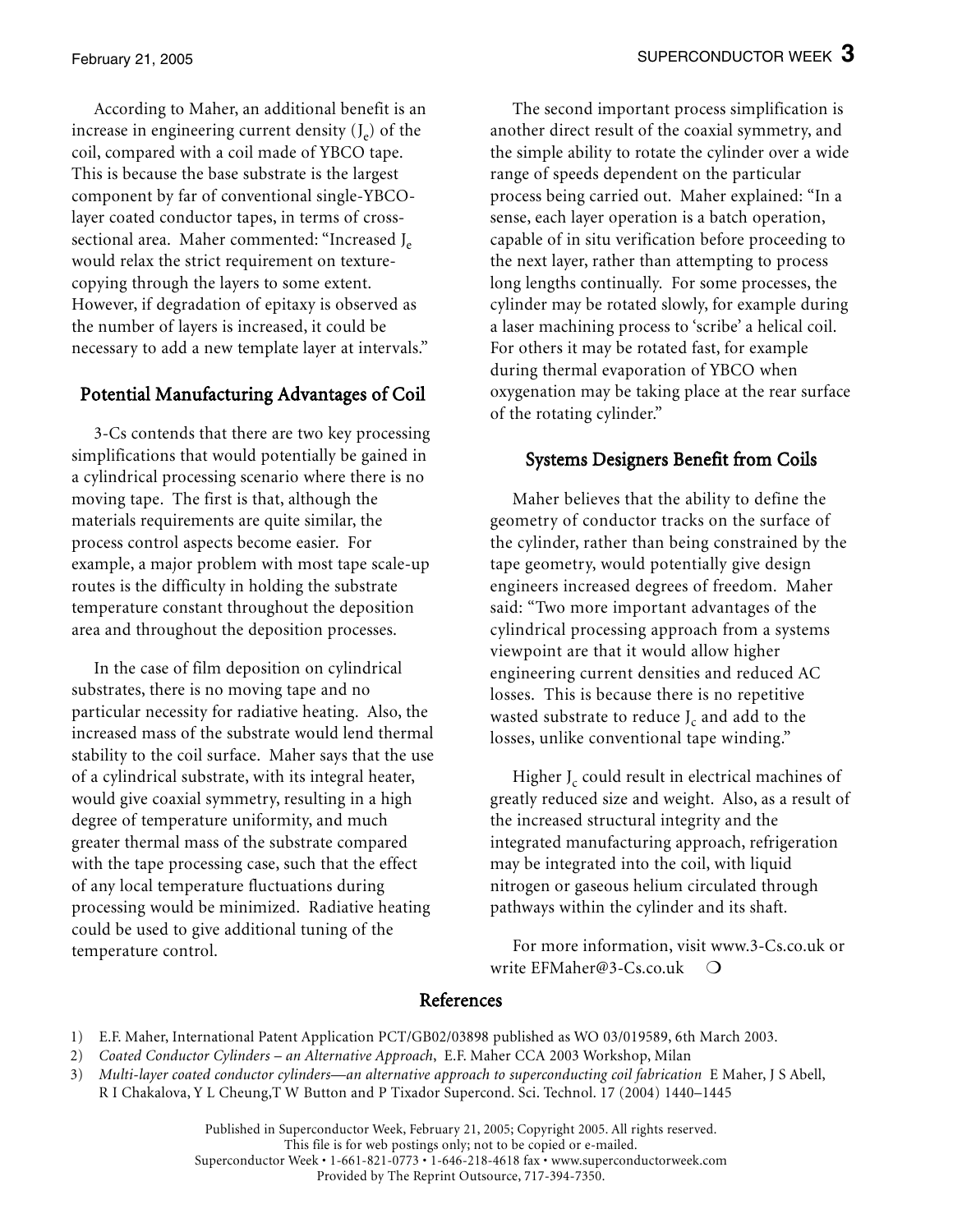According to Maher, an additional benefit is an increase in engineering current density ($J_e$) of the coil, compared with a coil made of YBCO tape. This is because the base substrate is the largest component by far of conventional single-YBCO-layer coated conductor tapes, in terms of cross-sectional area. Maher commented: "Increased $J_e$ would relax the strict requirement on texture-copying through the layers to some extent. However, if degradation of epitaxy is observed as the number of layers is increased, it could be necessary to add a new template layer at intervals."

## Potential Manufacturing Advantages of Coil

3-Cs contends that there are two key processing simplifications that would potentially be gained in a cylindrical processing scenario where there is no moving tape. The first is that, although the materials requirements are quite similar, the process control aspects become easier. For example, a major problem with most tape scale-up routes is the difficulty in holding the substrate temperature constant throughout the deposition area and throughout the deposition processes.

In the case of film deposition on cylindrical substrates, there is no moving tape and no particular necessity for radiative heating. Also, the increased mass of the substrate would lend thermal stability to the coil surface. Maher says that the use of a cylindrical substrate, with its integral heater, would give coaxial symmetry, resulting in a high degree of temperature uniformity, and much greater thermal mass of the substrate compared with the tape processing case, such that the effect of any local temperature fluctuations during processing would be minimized. Radiative heating could be used to give additional tuning of the temperature control.

The second important process simplification is another direct result of the coaxial symmetry, and the simple ability to rotate the cylinder over a wide range of speeds dependent on the particular process being carried out. Maher explained: "In a sense, each layer operation is a batch operation, capable of in situ verification before proceeding to the next layer, rather than attempting to process long lengths continually. For some processes, the cylinder may be rotated slowly, for example during a laser machining process to 'scribe' a helical coil. For others it may be rotated fast, for example during thermal evaporation of YBCO when oxygenation may be taking place at the rear surface of the rotating cylinder."

## Systems Designers Benefit from Coils

Maher believes that the ability to define the geometry of conductor tracks on the surface of the cylinder, rather than being constrained by the tape geometry, would potentially give design engineers increased degrees of freedom. Maher said: "Two more important advantages of the cylindrical processing approach from a systems viewpoint are that it would allow higher engineering current densities and reduced AC losses. This is because there is no repetitive wasted substrate to reduce $J_c$ and add to the losses, unlike conventional tape winding."

Higher $J_c$ could result in electrical machines of greatly reduced size and weight. Also, as a result of the increased structural integrity and the integrated manufacturing approach, refrigeration may be integrated into the coil, with liquid nitrogen or gaseous helium circulated through pathways within the cylinder and its shaft.

For more information, visit www.3-Cs.co.uk or write EFMaher@3-Cs.co.uk ❍

## References

1) E.F. Maher, International Patent Application PCT/GB02/03898 published as WO 03/019589, 6th March 2003.
2) *Coated Conductor Cylinders – an Alternative Approach*, E.F. Maher CCA 2003 Workshop, Milan
3) *Multi-layer coated conductor cylinders—an alternative approach to superconducting coil fabrication* E Maher, J S Abell, R I Chakalova, Y L Cheung,T W Button and P Tixador Supercond. Sci. Technol. 17 (2004) 1440–1445

Published in Superconductor Week, February 21, 2005; Copyright 2005. All rights reserved.
This file is for web postings only; not to be copied or e-mailed.
Superconductor Week • 1-661-821-0773 • 1-646-218-4618 fax • www.superconductorweek.com
Provided by The Reprint Outsource, 717-394-7350.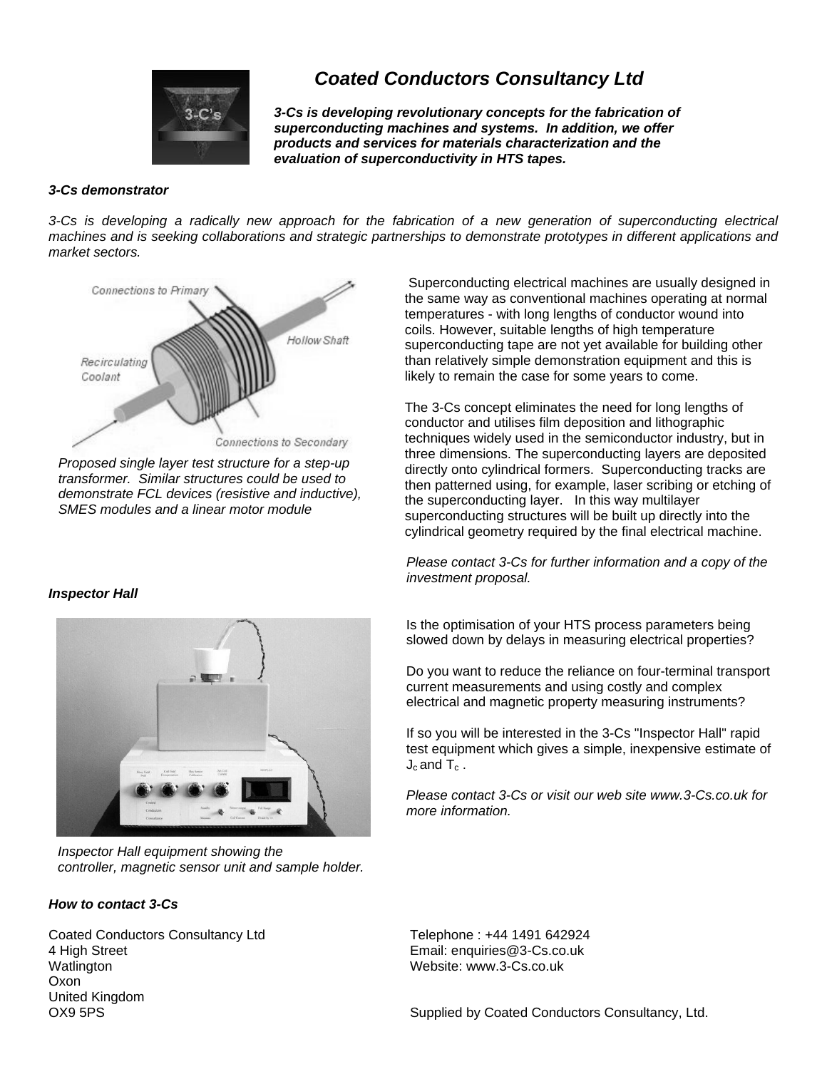# *Coated Conductors Consultancy Ltd*

***3-Cs is developing revolutionary concepts for the fabrication of superconducting machines and systems. In addition, we offer products and services for materials characterization and the evaluation of superconductivity in HTS tapes.***

### *3-Cs demonstrator*

*3-Cs is developing a radically new approach for the fabrication of a new generation of superconducting electrical machines and is seeking collaborations and strategic partnerships to demonstrate prototypes in different applications and market sectors.*

Connections to Primary
Hollow Shaft
Recirculating Coolant
Connections to Secondary

*Proposed single layer test structure for a step-up transformer. Similar structures could be used to demonstrate FCL devices (resistive and inductive), SMES modules and a linear motor module*

Superconducting electrical machines are usually designed in the same way as conventional machines operating at normal temperatures - with long lengths of conductor wound into coils. However, suitable lengths of high temperature superconducting tape are not yet available for building other than relatively simple demonstration equipment and this is likely to remain the case for some years to come.

The 3-Cs concept eliminates the need for long lengths of conductor and utilises film deposition and lithographic techniques widely used in the semiconductor industry, but in three dimensions. The superconducting layers are deposited directly onto cylindrical formers. Superconducting tracks are then patterned using, for example, laser scribing or etching of the superconducting layer. In this way multilayer superconducting structures will be built up directly into the cylindrical geometry required by the final electrical machine.

*Please contact 3-Cs for further information and a copy of the investment proposal.*

### *Inspector Hall*

*Inspector Hall equipment showing the controller, magnetic sensor unit and sample holder.*

Is the optimisation of your HTS process parameters being slowed down by delays in measuring electrical properties?

Do you want to reduce the reliance on four-terminal transport current measurements and using costly and complex electrical and magnetic property measuring instruments?

If so you will be interested in the 3-Cs "Inspector Hall" rapid test equipment which gives a simple, inexpensive estimate of $J_c$ and $T_c$ .

*Please contact 3-Cs or visit our web site www.3-Cs.co.uk for more information.*

### *How to contact 3-Cs*

Coated Conductors Consultancy Ltd
4 High Street
Watlington
Oxon
United Kingdom
OX9 5PS

Telephone : +44 1491 642924
Email: enquiries@3-Cs.co.uk
Website: www.3-Cs.co.uk

Supplied by Coated Conductors Consultancy, Ltd.